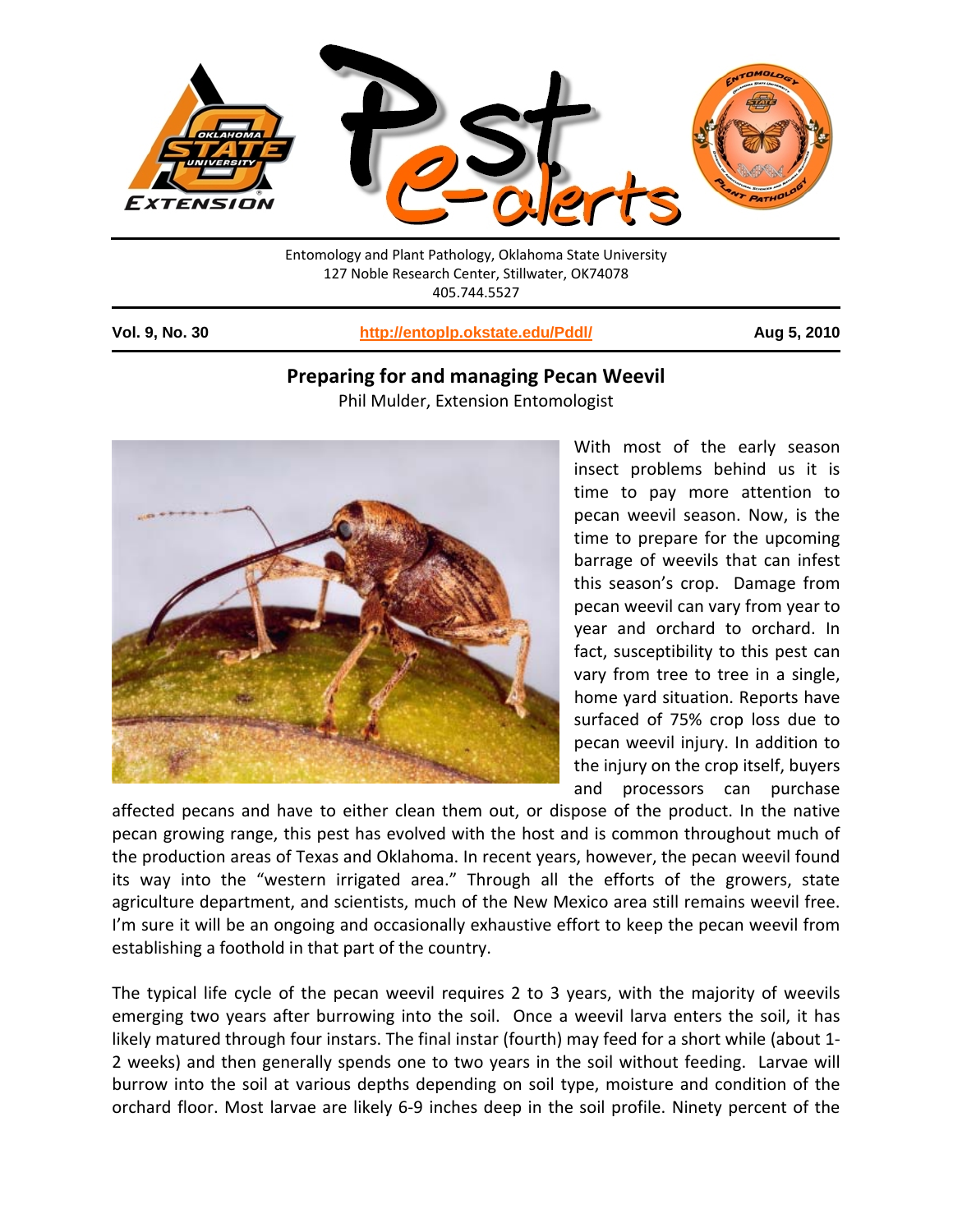Entomology and Plant Pathology, Oklahoma State University
127 Noble Research Center, Stillwater, OK74078
405.744.5527

**Vol. 9, No. 30** **http://entoplp.okstate.edu/Pddl/** **Aug 5, 2010**

# Preparing for and managing Pecan Weevil

Phil Mulder, Extension Entomologist

With most of the early season insect problems behind us it is time to pay more attention to pecan weevil season. Now, is the time to prepare for the upcoming barrage of weevils that can infest this season's crop. Damage from pecan weevil can vary from year to year and orchard to orchard. In fact, susceptibility to this pest can vary from tree to tree in a single, home yard situation. Reports have surfaced of 75% crop loss due to pecan weevil injury. In addition to the injury on the crop itself, buyers and processors can purchase affected pecans and have to either clean them out, or dispose of the product. In the native pecan growing range, this pest has evolved with the host and is common throughout much of the production areas of Texas and Oklahoma. In recent years, however, the pecan weevil found its way into the "western irrigated area." Through all the efforts of the growers, state agriculture department, and scientists, much of the New Mexico area still remains weevil free. I'm sure it will be an ongoing and occasionally exhaustive effort to keep the pecan weevil from establishing a foothold in that part of the country.

The typical life cycle of the pecan weevil requires 2 to 3 years, with the majority of weevils emerging two years after burrowing into the soil. Once a weevil larva enters the soil, it has likely matured through four instars. The final instar (fourth) may feed for a short while (about 1-2 weeks) and then generally spends one to two years in the soil without feeding. Larvae will burrow into the soil at various depths depending on soil type, moisture and condition of the orchard floor. Most larvae are likely 6-9 inches deep in the soil profile. Ninety percent of the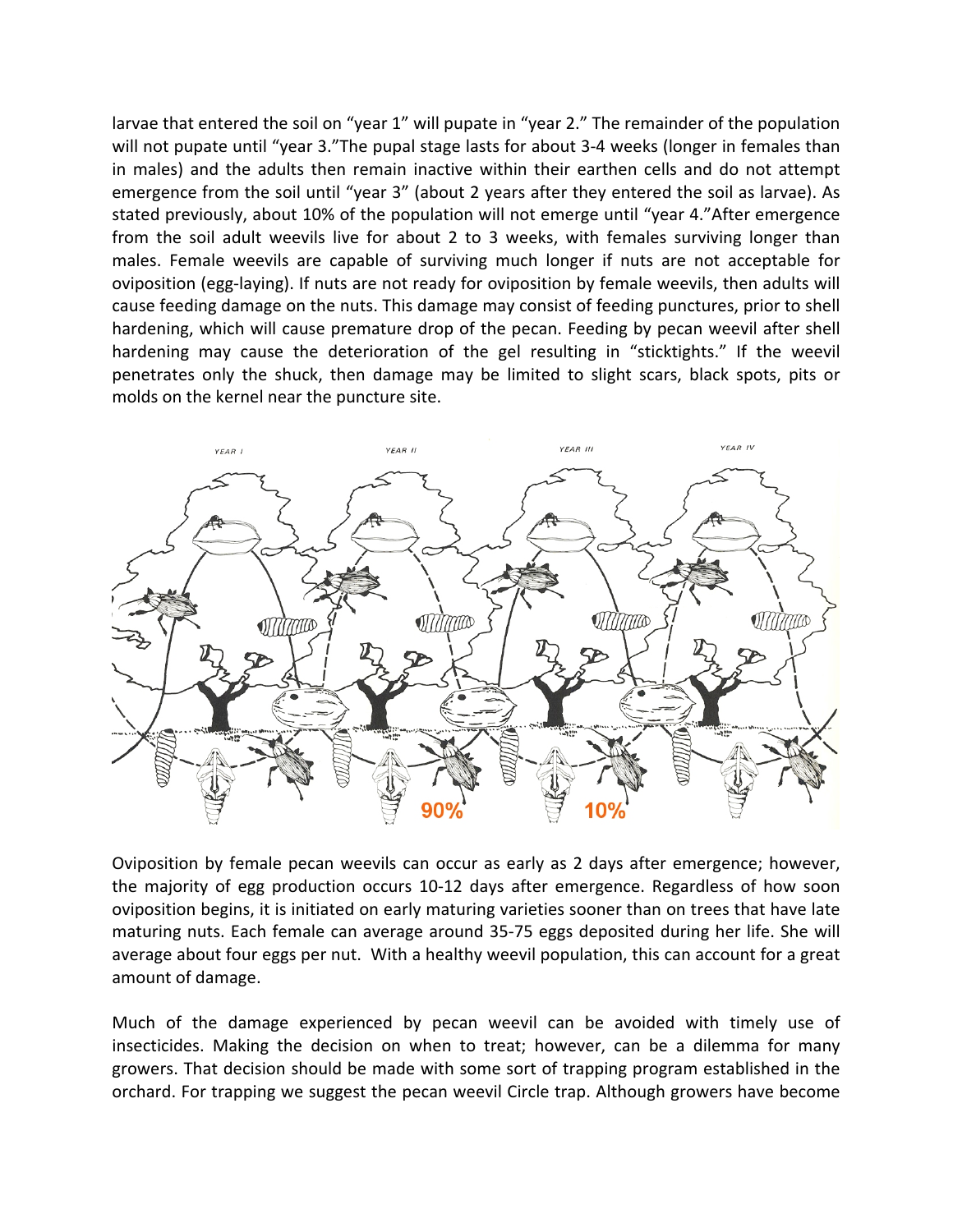larvae that entered the soil on "year 1" will pupate in "year 2." The remainder of the population will not pupate until "year 3."The pupal stage lasts for about 3-4 weeks (longer in females than in males) and the adults then remain inactive within their earthen cells and do not attempt emergence from the soil until "year 3" (about 2 years after they entered the soil as larvae). As stated previously, about 10% of the population will not emerge until "year 4."After emergence from the soil adult weevils live for about 2 to 3 weeks, with females surviving longer than males. Female weevils are capable of surviving much longer if nuts are not acceptable for oviposition (egg-laying). If nuts are not ready for oviposition by female weevils, then adults will cause feeding damage on the nuts. This damage may consist of feeding punctures, prior to shell hardening, which will cause premature drop of the pecan. Feeding by pecan weevil after shell hardening may cause the deterioration of the gel resulting in "sticktights." If the weevil penetrates only the shuck, then damage may be limited to slight scars, black spots, pits or molds on the kernel near the puncture site.

Oviposition by female pecan weevils can occur as early as 2 days after emergence; however, the majority of egg production occurs 10-12 days after emergence. Regardless of how soon oviposition begins, it is initiated on early maturing varieties sooner than on trees that have late maturing nuts. Each female can average around 35-75 eggs deposited during her life. She will average about four eggs per nut. With a healthy weevil population, this can account for a great amount of damage.

Much of the damage experienced by pecan weevil can be avoided with timely use of insecticides. Making the decision on when to treat; however, can be a dilemma for many growers. That decision should be made with some sort of trapping program established in the orchard. For trapping we suggest the pecan weevil Circle trap. Although growers have become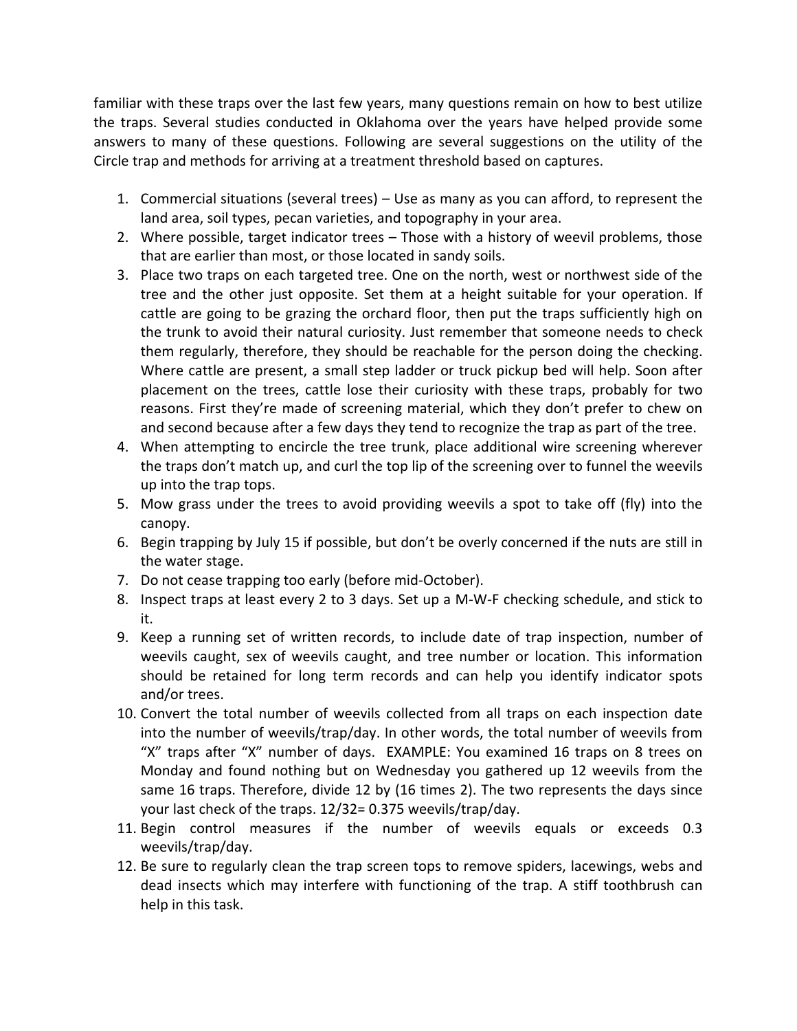familiar with these traps over the last few years, many questions remain on how to best utilize the traps. Several studies conducted in Oklahoma over the years have helped provide some answers to many of these questions. Following are several suggestions on the utility of the Circle trap and methods for arriving at a treatment threshold based on captures.

1. Commercial situations (several trees) – Use as many as you can afford, to represent the land area, soil types, pecan varieties, and topography in your area.
2. Where possible, target indicator trees – Those with a history of weevil problems, those that are earlier than most, or those located in sandy soils.
3. Place two traps on each targeted tree. One on the north, west or northwest side of the tree and the other just opposite. Set them at a height suitable for your operation. If cattle are going to be grazing the orchard floor, then put the traps sufficiently high on the trunk to avoid their natural curiosity. Just remember that someone needs to check them regularly, therefore, they should be reachable for the person doing the checking. Where cattle are present, a small step ladder or truck pickup bed will help. Soon after placement on the trees, cattle lose their curiosity with these traps, probably for two reasons. First they're made of screening material, which they don't prefer to chew on and second because after a few days they tend to recognize the trap as part of the tree.
4. When attempting to encircle the tree trunk, place additional wire screening wherever the traps don't match up, and curl the top lip of the screening over to funnel the weevils up into the trap tops.
5. Mow grass under the trees to avoid providing weevils a spot to take off (fly) into the canopy.
6. Begin trapping by July 15 if possible, but don't be overly concerned if the nuts are still in the water stage.
7. Do not cease trapping too early (before mid-October).
8. Inspect traps at least every 2 to 3 days. Set up a M-W-F checking schedule, and stick to it.
9. Keep a running set of written records, to include date of trap inspection, number of weevils caught, sex of weevils caught, and tree number or location. This information should be retained for long term records and can help you identify indicator spots and/or trees.
10. Convert the total number of weevils collected from all traps on each inspection date into the number of weevils/trap/day. In other words, the total number of weevils from "X" traps after "X" number of days. EXAMPLE: You examined 16 traps on 8 trees on Monday and found nothing but on Wednesday you gathered up 12 weevils from the same 16 traps. Therefore, divide 12 by (16 times 2). The two represents the days since your last check of the traps. 12/32= 0.375 weevils/trap/day.
11. Begin control measures if the number of weevils equals or exceeds 0.3 weevils/trap/day.
12. Be sure to regularly clean the trap screen tops to remove spiders, lacewings, webs and dead insects which may interfere with functioning of the trap. A stiff toothbrush can help in this task.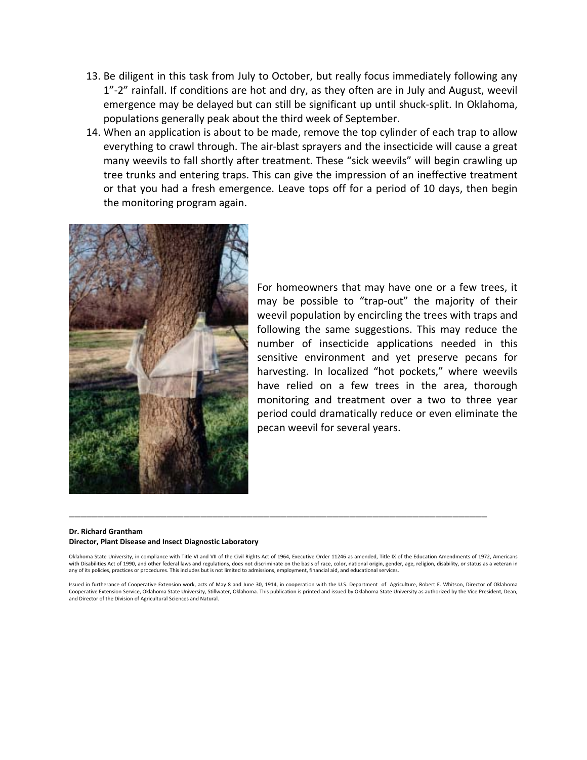13. Be diligent in this task from July to October, but really focus immediately following any 1"-2" rainfall. If conditions are hot and dry, as they often are in July and August, weevil emergence may be delayed but can still be significant up until shuck-split. In Oklahoma, populations generally peak about the third week of September.
14. When an application is about to be made, remove the top cylinder of each trap to allow everything to crawl through. The air-blast sprayers and the insecticide will cause a great many weevils to fall shortly after treatment. These "sick weevils" will begin crawling up tree trunks and entering traps. This can give the impression of an ineffective treatment or that you had a fresh emergence. Leave tops off for a period of 10 days, then begin the monitoring program again.

For homeowners that may have one or a few trees, it may be possible to "trap-out" the majority of their weevil population by encircling the trees with traps and following the same suggestions. This may reduce the number of insecticide applications needed in this sensitive environment and yet preserve pecans for harvesting. In localized "hot pockets," where weevils have relied on a few trees in the area, thorough monitoring and treatment over a two to three year period could dramatically reduce or even eliminate the pecan weevil for several years.

---

**Dr. Richard Grantham**
**Director, Plant Disease and Insect Diagnostic Laboratory**

Oklahoma State University, in compliance with Title VI and VII of the Civil Rights Act of 1964, Executive Order 11246 as amended, Title IX of the Education Amendments of 1972, Americans with Disabilities Act of 1990, and other federal laws and regulations, does not discriminate on the basis of race, color, national origin, gender, age, religion, disability, or status as a veteran in any of its policies, practices or procedures. This includes but is not limited to admissions, employment, financial aid, and educational services.

Issued in furtherance of Cooperative Extension work, acts of May 8 and June 30, 1914, in cooperation with the U.S. Department of Agriculture, Robert E. Whitson, Director of Oklahoma Cooperative Extension Service, Oklahoma State University, Stillwater, Oklahoma. This publication is printed and issued by Oklahoma State University as authorized by the Vice President, Dean, and Director of the Division of Agricultural Sciences and Natural.